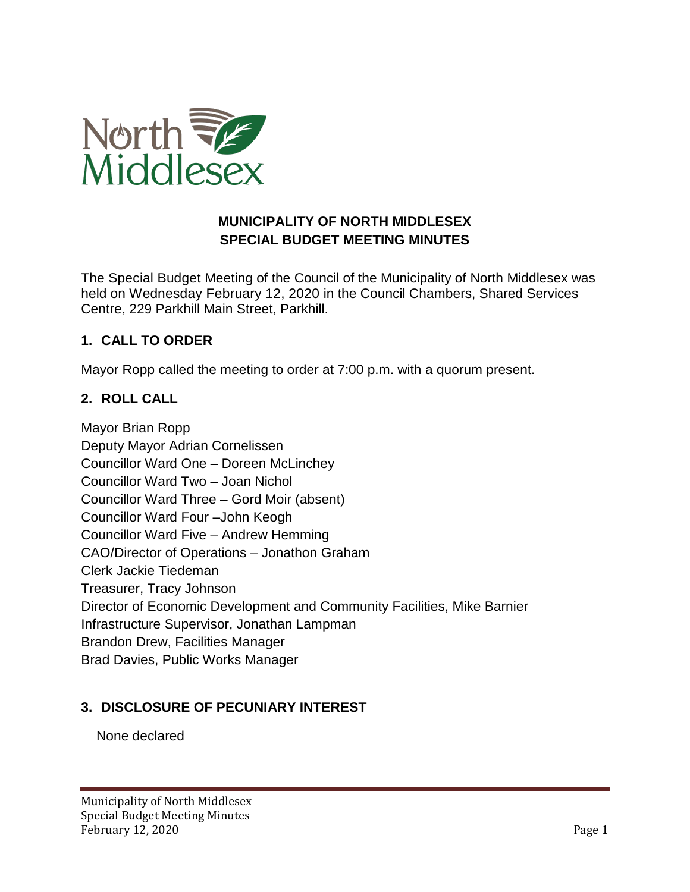# MUNICIPALITY OF NORTH MIDDLESEX
# SPECIAL BUDGET MEETING MINUTES

The Special Budget Meeting of the Council of the Municipality of North Middlesex was held on Wednesday February 12, 2020 in the Council Chambers, Shared Services Centre, 229 Parkhill Main Street, Parkhill.

## 1. CALL TO ORDER

Mayor Ropp called the meeting to order at 7:00 p.m. with a quorum present.

## 2. ROLL CALL

Mayor Brian Ropp
Deputy Mayor Adrian Cornelissen
Councillor Ward One – Doreen McLinchey
Councillor Ward Two – Joan Nichol
Councillor Ward Three – Gord Moir (absent)
Councillor Ward Four –John Keogh
Councillor Ward Five – Andrew Hemming
CAO/Director of Operations – Jonathon Graham
Clerk Jackie Tiedeman
Treasurer, Tracy Johnson
Director of Economic Development and Community Facilities, Mike Barnier
Infrastructure Supervisor, Jonathan Lampman
Brandon Drew, Facilities Manager
Brad Davies, Public Works Manager

## 3. DISCLOSURE OF PECUNIARY INTEREST

None declared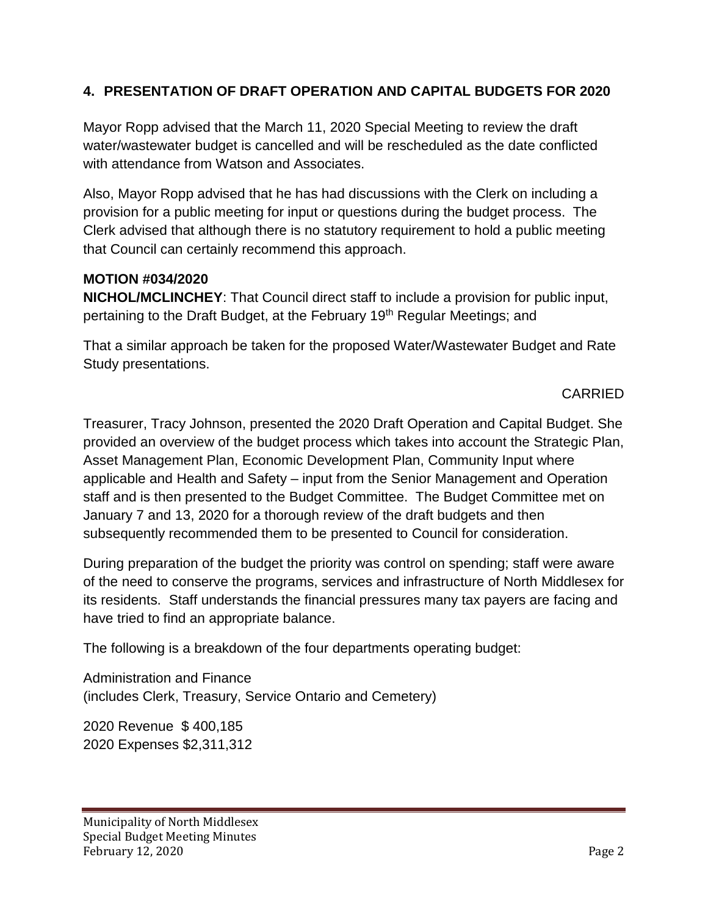## 4. PRESENTATION OF DRAFT OPERATION AND CAPITAL BUDGETS FOR 2020

Mayor Ropp advised that the March 11, 2020 Special Meeting to review the draft water/wastewater budget is cancelled and will be rescheduled as the date conflicted with attendance from Watson and Associates.

Also, Mayor Ropp advised that he has had discussions with the Clerk on including a provision for a public meeting for input or questions during the budget process. The Clerk advised that although there is no statutory requirement to hold a public meeting that Council can certainly recommend this approach.

**MOTION #034/2020**

**NICHOL/MCLINCHEY**: That Council direct staff to include a provision for public input, pertaining to the Draft Budget, at the February 19th Regular Meetings; and

That a similar approach be taken for the proposed Water/Wastewater Budget and Rate Study presentations.

CARRIED

Treasurer, Tracy Johnson, presented the 2020 Draft Operation and Capital Budget. She provided an overview of the budget process which takes into account the Strategic Plan, Asset Management Plan, Economic Development Plan, Community Input where applicable and Health and Safety – input from the Senior Management and Operation staff and is then presented to the Budget Committee. The Budget Committee met on January 7 and 13, 2020 for a thorough review of the draft budgets and then subsequently recommended them to be presented to Council for consideration.

During preparation of the budget the priority was control on spending; staff were aware of the need to conserve the programs, services and infrastructure of North Middlesex for its residents. Staff understands the financial pressures many tax payers are facing and have tried to find an appropriate balance.

The following is a breakdown of the four departments operating budget:

Administration and Finance
(includes Clerk, Treasury, Service Ontario and Cemetery)

2020 Revenue $ 400,185
2020 Expenses $2,311,312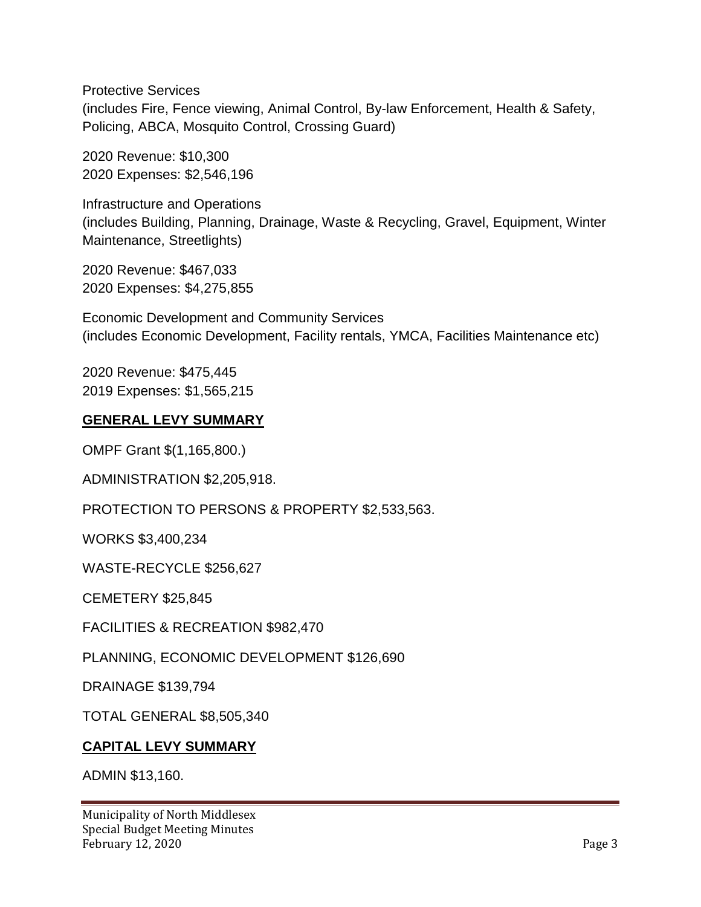Protective Services
(includes Fire, Fence viewing, Animal Control, By-law Enforcement, Health & Safety, Policing, ABCA, Mosquito Control, Crossing Guard)

2020 Revenue: $10,300
2020 Expenses: $2,546,196

Infrastructure and Operations
(includes Building, Planning, Drainage, Waste & Recycling, Gravel, Equipment, Winter Maintenance, Streetlights)

2020 Revenue: $467,033
2020 Expenses: $4,275,855

Economic Development and Community Services
(includes Economic Development, Facility rentals, YMCA, Facilities Maintenance etc)

2020 Revenue: $475,445
2019 Expenses: $1,565,215

**GENERAL LEVY SUMMARY**

OMPF Grant $(1,165,800.)

ADMINISTRATION $2,205,918.

PROTECTION TO PERSONS & PROPERTY $2,533,563.

WORKS $3,400,234

WASTE-RECYCLE $256,627

CEMETERY $25,845

FACILITIES & RECREATION $982,470

PLANNING, ECONOMIC DEVELOPMENT $126,690

DRAINAGE $139,794

TOTAL GENERAL $8,505,340

**CAPITAL LEVY SUMMARY**

ADMIN $13,160.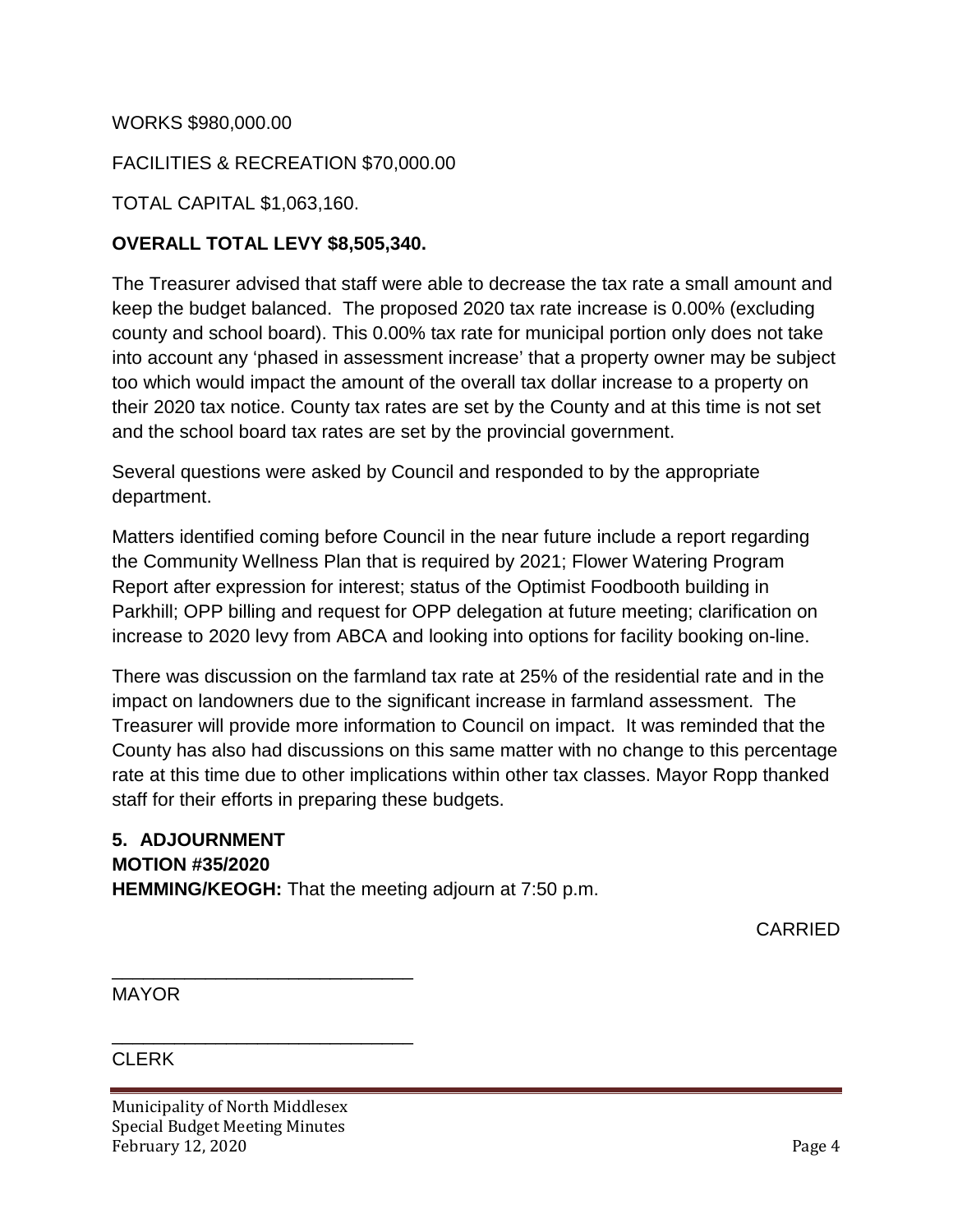WORKS $980,000.00

FACILITIES & RECREATION $70,000.00

TOTAL CAPITAL $1,063,160.

**OVERALL TOTAL LEVY $8,505,340.**

The Treasurer advised that staff were able to decrease the tax rate a small amount and keep the budget balanced. The proposed 2020 tax rate increase is 0.00% (excluding county and school board). This 0.00% tax rate for municipal portion only does not take into account any 'phased in assessment increase' that a property owner may be subject too which would impact the amount of the overall tax dollar increase to a property on their 2020 tax notice. County tax rates are set by the County and at this time is not set and the school board tax rates are set by the provincial government.

Several questions were asked by Council and responded to by the appropriate department.

Matters identified coming before Council in the near future include a report regarding the Community Wellness Plan that is required by 2021; Flower Watering Program Report after expression for interest; status of the Optimist Foodbooth building in Parkhill; OPP billing and request for OPP delegation at future meeting; clarification on increase to 2020 levy from ABCA and looking into options for facility booking on-line.

There was discussion on the farmland tax rate at 25% of the residential rate and in the impact on landowners due to the significant increase in farmland assessment. The Treasurer will provide more information to Council on impact. It was reminded that the County has also had discussions on this same matter with no change to this percentage rate at this time due to other implications within other tax classes. Mayor Ropp thanked staff for their efforts in preparing these budgets.

**5. ADJOURNMENT**

**MOTION #35/2020**

**HEMMING/KEOGH:** That the meeting adjourn at 7:50 p.m.

CARRIED

_____________________________

MAYOR

_____________________________

CLERK